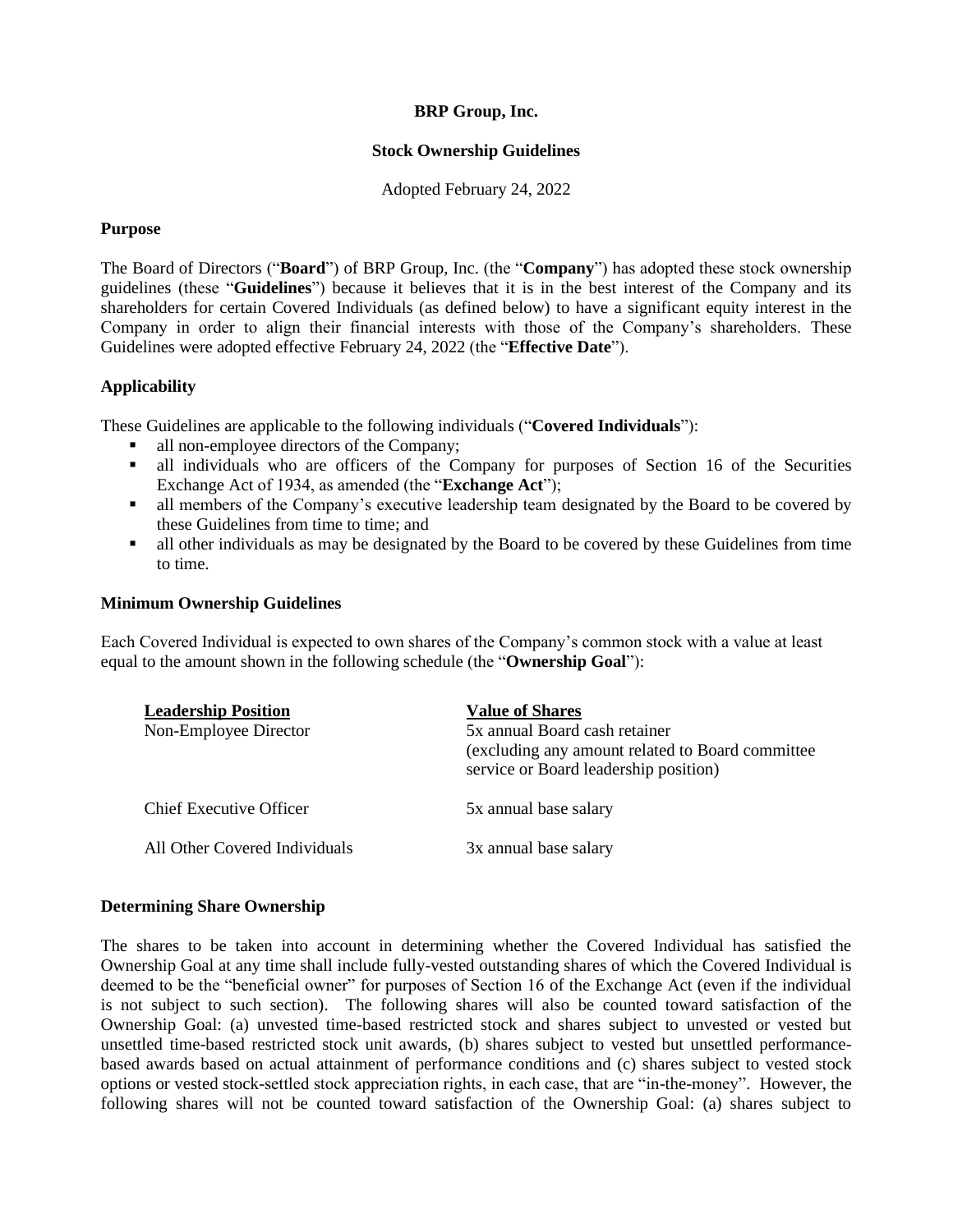**BRP Group, Inc.**

**Stock Ownership Guidelines**

Adopted February 24, 2022

### Purpose

The Board of Directors ("**Board**") of BRP Group, Inc. (the "**Company**") has adopted these stock ownership guidelines (these "**Guidelines**") because it believes that it is in the best interest of the Company and its shareholders for certain Covered Individuals (as defined below) to have a significant equity interest in the Company in order to align their financial interests with those of the Company's shareholders. These Guidelines were adopted effective February 24, 2022 (the "**Effective Date**").

### Applicability

These Guidelines are applicable to the following individuals ("**Covered Individuals**"):

- all non-employee directors of the Company;
- all individuals who are officers of the Company for purposes of Section 16 of the Securities Exchange Act of 1934, as amended (the "**Exchange Act**");
- all members of the Company's executive leadership team designated by the Board to be covered by these Guidelines from time to time; and
- all other individuals as may be designated by the Board to be covered by these Guidelines from time to time.

### Minimum Ownership Guidelines

Each Covered Individual is expected to own shares of the Company's common stock with a value at least equal to the amount shown in the following schedule (the "**Ownership Goal**"):

| Leadership Position | Value of Shares |
| --- | --- |
| Non-Employee Director | 5x annual Board cash retainer (excluding any amount related to Board committee service or Board leadership position) |
| Chief Executive Officer | 5x annual base salary |
| All Other Covered Individuals | 3x annual base salary |

### Determining Share Ownership

The shares to be taken into account in determining whether the Covered Individual has satisfied the Ownership Goal at any time shall include fully-vested outstanding shares of which the Covered Individual is deemed to be the "beneficial owner" for purposes of Section 16 of the Exchange Act (even if the individual is not subject to such section). The following shares will also be counted toward satisfaction of the Ownership Goal: (a) unvested time-based restricted stock and shares subject to unvested or vested but unsettled time-based restricted stock unit awards, (b) shares subject to vested but unsettled performance-based awards based on actual attainment of performance conditions and (c) shares subject to vested stock options or vested stock-settled stock appreciation rights, in each case, that are "in-the-money". However, the following shares will not be counted toward satisfaction of the Ownership Goal: (a) shares subject to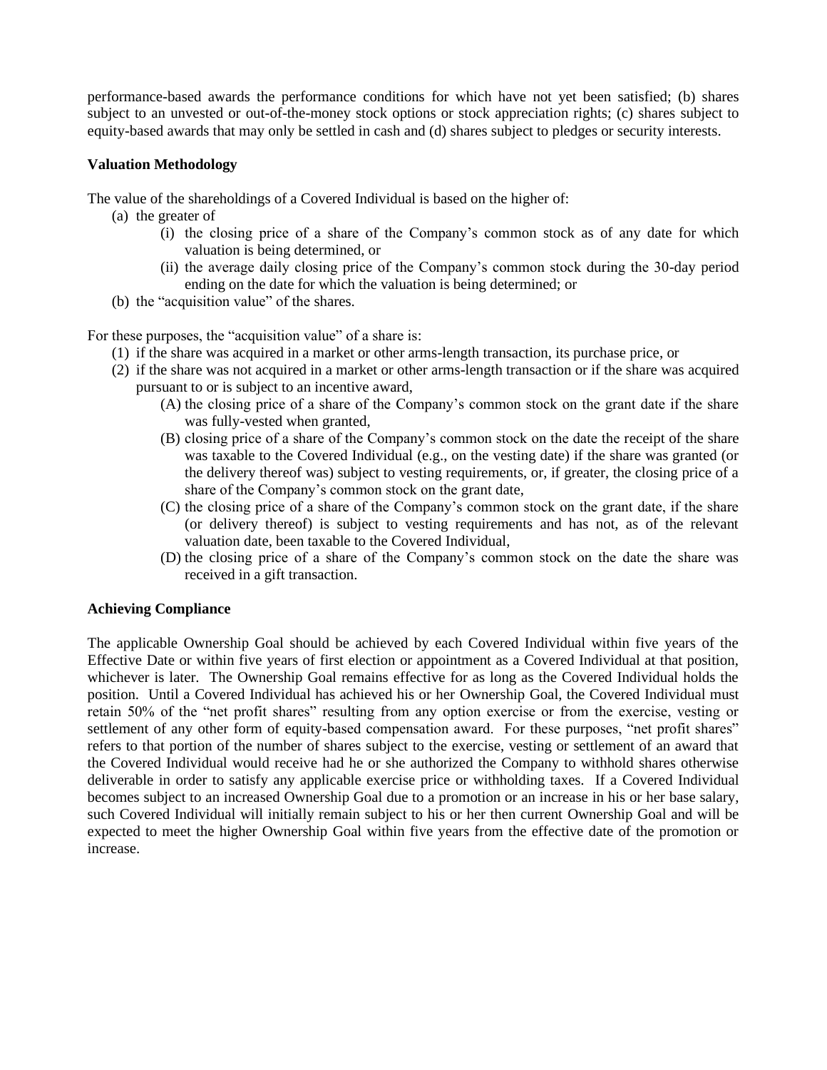performance-based awards the performance conditions for which have not yet been satisfied; (b) shares subject to an unvested or out-of-the-money stock options or stock appreciation rights; (c) shares subject to equity-based awards that may only be settled in cash and (d) shares subject to pledges or security interests.

**Valuation Methodology**

The value of the shareholdings of a Covered Individual is based on the higher of:

- (a) the greater of
  - (i) the closing price of a share of the Company's common stock as of any date for which valuation is being determined, or
  - (ii) the average daily closing price of the Company's common stock during the 30-day period ending on the date for which the valuation is being determined; or
- (b) the "acquisition value" of the shares.

For these purposes, the "acquisition value" of a share is:

- (1) if the share was acquired in a market or other arms-length transaction, its purchase price, or
- (2) if the share was not acquired in a market or other arms-length transaction or if the share was acquired pursuant to or is subject to an incentive award,
  - (A) the closing price of a share of the Company's common stock on the grant date if the share was fully-vested when granted,
  - (B) closing price of a share of the Company's common stock on the date the receipt of the share was taxable to the Covered Individual (e.g., on the vesting date) if the share was granted (or the delivery thereof was) subject to vesting requirements, or, if greater, the closing price of a share of the Company's common stock on the grant date,
  - (C) the closing price of a share of the Company's common stock on the grant date, if the share (or delivery thereof) is subject to vesting requirements and has not, as of the relevant valuation date, been taxable to the Covered Individual,
  - (D) the closing price of a share of the Company's common stock on the date the share was received in a gift transaction.

**Achieving Compliance**

The applicable Ownership Goal should be achieved by each Covered Individual within five years of the Effective Date or within five years of first election or appointment as a Covered Individual at that position, whichever is later. The Ownership Goal remains effective for as long as the Covered Individual holds the position. Until a Covered Individual has achieved his or her Ownership Goal, the Covered Individual must retain 50% of the "net profit shares" resulting from any option exercise or from the exercise, vesting or settlement of any other form of equity-based compensation award. For these purposes, "net profit shares" refers to that portion of the number of shares subject to the exercise, vesting or settlement of an award that the Covered Individual would receive had he or she authorized the Company to withhold shares otherwise deliverable in order to satisfy any applicable exercise price or withholding taxes. If a Covered Individual becomes subject to an increased Ownership Goal due to a promotion or an increase in his or her base salary, such Covered Individual will initially remain subject to his or her then current Ownership Goal and will be expected to meet the higher Ownership Goal within five years from the effective date of the promotion or increase.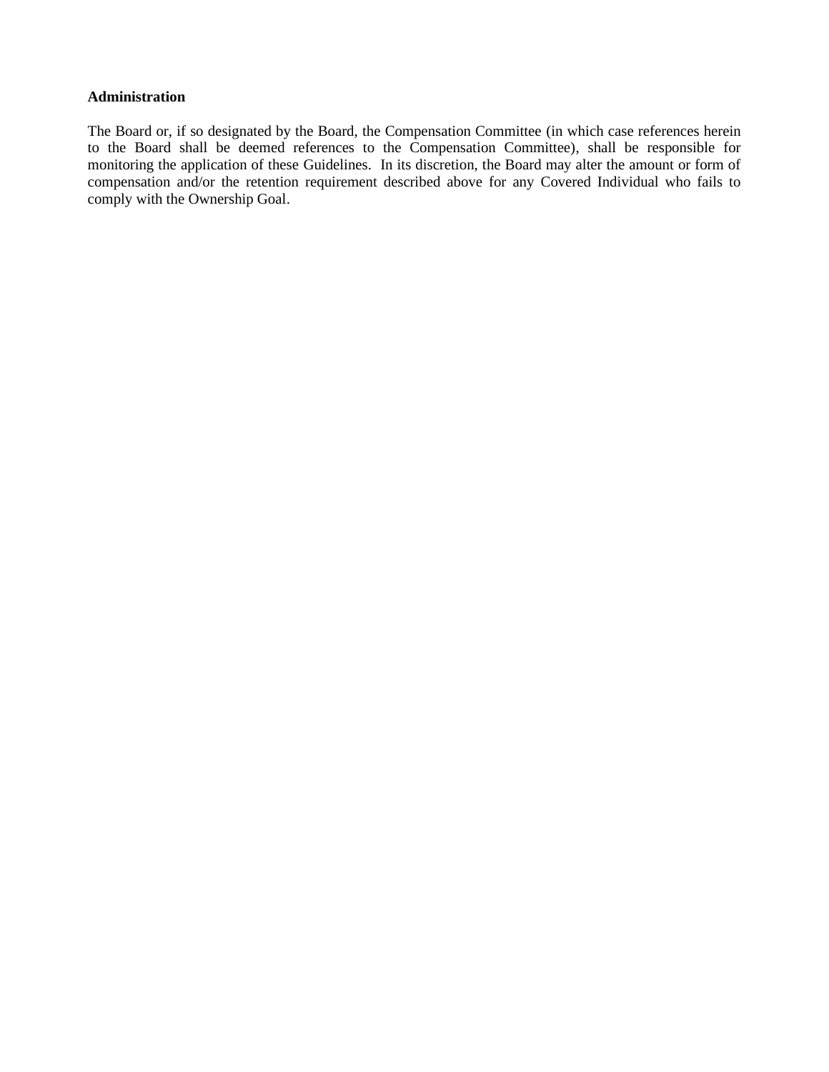**Administration**

The Board or, if so designated by the Board, the Compensation Committee (in which case references herein to the Board shall be deemed references to the Compensation Committee), shall be responsible for monitoring the application of these Guidelines. In its discretion, the Board may alter the amount or form of compensation and/or the retention requirement described above for any Covered Individual who fails to comply with the Ownership Goal.